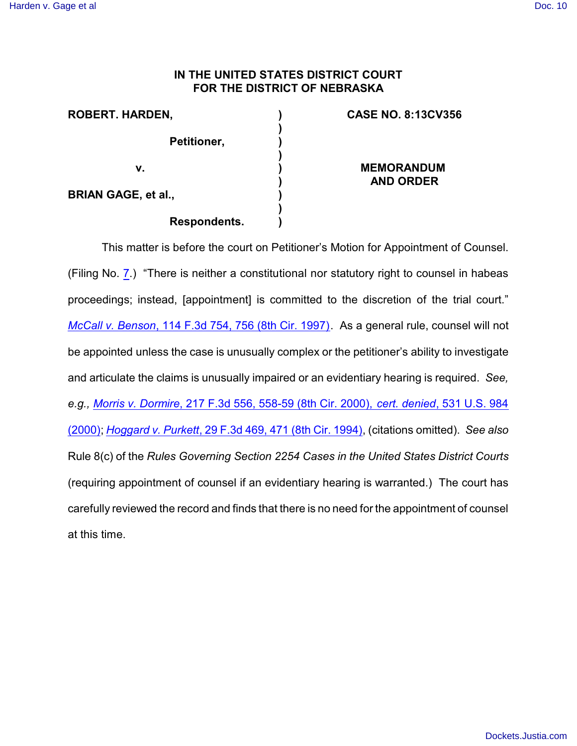**IN THE UNITED STATES DISTRICT COURT**
**FOR THE DISTRICT OF NEBRASKA**

| | | |
|---|---|---|
| **ROBERT. HARDEN,** | ) | **CASE NO. 8:13CV356** |
| | ) | |
| **Petitioner,** | ) | |
| | ) | |
| **v.** | ) | **MEMORANDUM AND ORDER** |
| | ) | |
| **BRIAN GAGE, et al.,** | ) | |
| | ) | |
| **Respondents.** | ) | |

This matter is before the court on Petitioner's Motion for Appointment of Counsel. (Filing No. 7.) "There is neither a constitutional nor statutory right to counsel in habeas proceedings; instead, [appointment] is committed to the discretion of the trial court." *McCall v. Benson*, 114 F.3d 754, 756 (8th Cir. 1997). As a general rule, counsel will not be appointed unless the case is unusually complex or the petitioner's ability to investigate and articulate the claims is unusually impaired or an evidentiary hearing is required. *See, e.g., Morris v. Dormire*, 217 F.3d 556, 558-59 (8th Cir. 2000), *cert. denied*, 531 U.S. 984 (2000); *Hoggard v. Purkett*, 29 F.3d 469, 471 (8th Cir. 1994), (citations omitted). *See also* Rule 8(c) of the *Rules Governing Section 2254 Cases in the United States District Courts* (requiring appointment of counsel if an evidentiary hearing is warranted.) The court has carefully reviewed the record and finds that there is no need for the appointment of counsel at this time.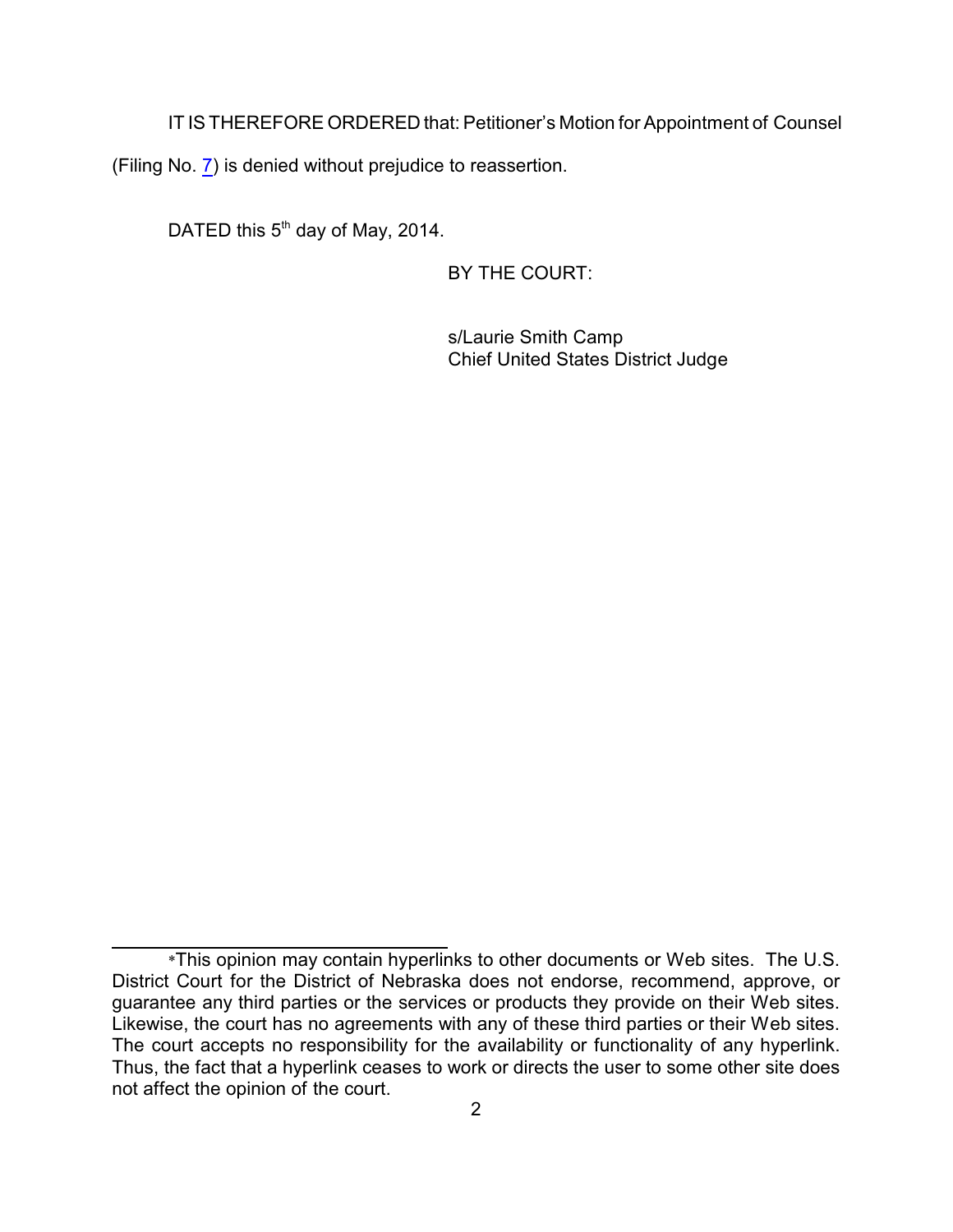IT IS THEREFORE ORDERED that: Petitioner's Motion for Appointment of Counsel (Filing No. 7) is denied without prejudice to reassertion.

DATED this 5th day of May, 2014.

BY THE COURT:

s/Laurie Smith Camp
Chief United States District Judge

---

*This opinion may contain hyperlinks to other documents or Web sites. The U.S. District Court for the District of Nebraska does not endorse, recommend, approve, or guarantee any third parties or the services or products they provide on their Web sites. Likewise, the court has no agreements with any of these third parties or their Web sites. The court accepts no responsibility for the availability or functionality of any hyperlink. Thus, the fact that a hyperlink ceases to work or directs the user to some other site does not affect the opinion of the court.